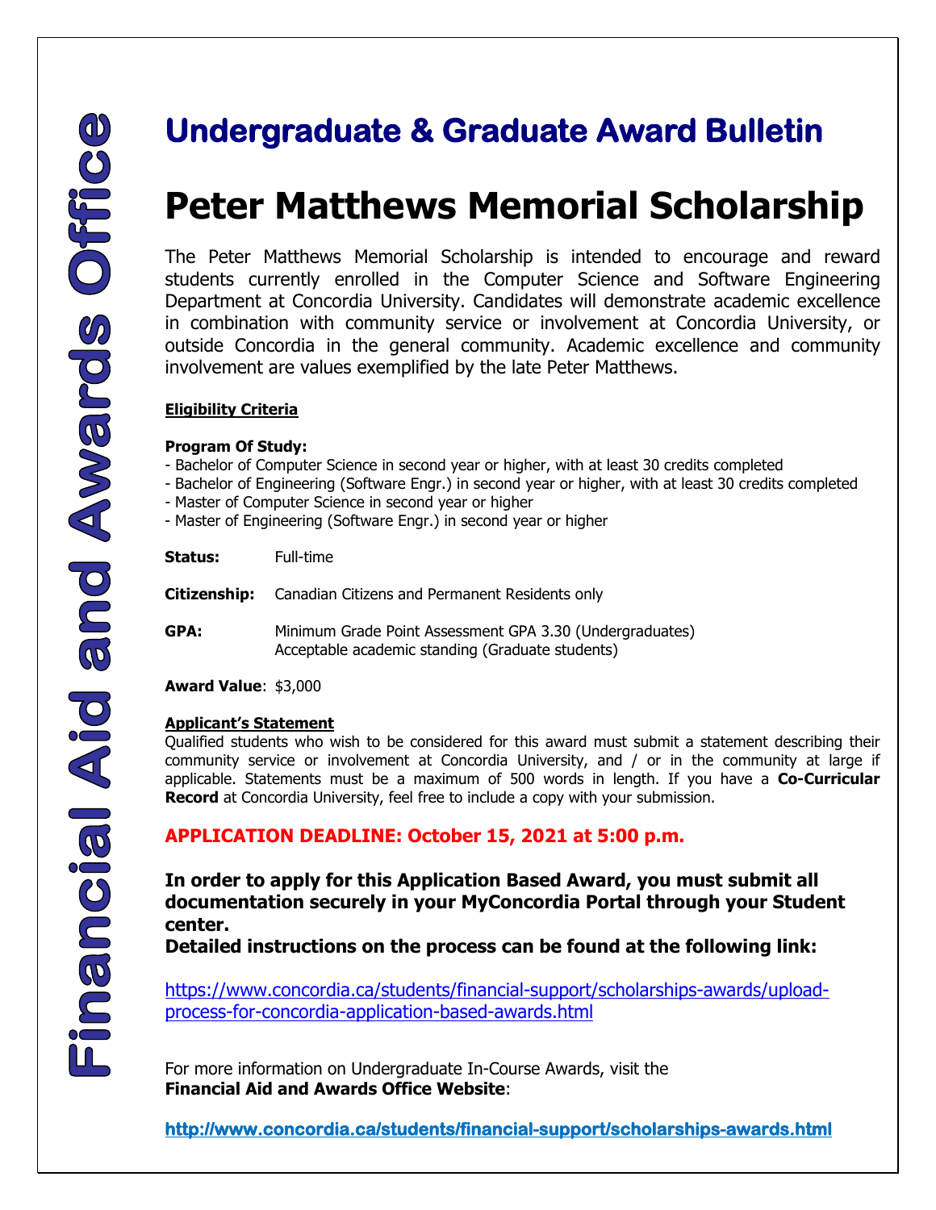Financial Aid and Awards Office

# Undergraduate & Graduate Award Bulletin

# Peter Matthews Memorial Scholarship

The Peter Matthews Memorial Scholarship is intended to encourage and reward students currently enrolled in the Computer Science and Software Engineering Department at Concordia University. Candidates will demonstrate academic excellence in combination with community service or involvement at Concordia University, or outside Concordia in the general community. Academic excellence and community involvement are values exemplified by the late Peter Matthews.

**Eligibility Criteria**

**Program Of Study:**

- Bachelor of Computer Science in second year or higher, with at least 30 credits completed
- Bachelor of Engineering (Software Engr.) in second year or higher, with at least 30 credits completed
- Master of Computer Science in second year or higher
- Master of Engineering (Software Engr.) in second year or higher

**Status:** Full-time

**Citizenship:** Canadian Citizens and Permanent Residents only

**GPA:** Minimum Grade Point Assessment GPA 3.30 (Undergraduates)
Acceptable academic standing (Graduate students)

**Award Value**: $3,000

**Applicant's Statement**

Qualified students who wish to be considered for this award must submit a statement describing their community service or involvement at Concordia University, and / or in the community at large if applicable. Statements must be a maximum of 500 words in length. If you have a **Co-Curricular Record** at Concordia University, feel free to include a copy with your submission.

**APPLICATION DEADLINE: October 15, 2021 at 5:00 p.m.**

**In order to apply for this Application Based Award, you must submit all documentation securely in your MyConcordia Portal through your Student center.**
**Detailed instructions on the process can be found at the following link:**

https://www.concordia.ca/students/financial-support/scholarships-awards/upload-process-for-concordia-application-based-awards.html

For more information on Undergraduate In-Course Awards, visit the **Financial Aid and Awards Office Website**:

**http://www.concordia.ca/students/financial-support/scholarships-awards.html**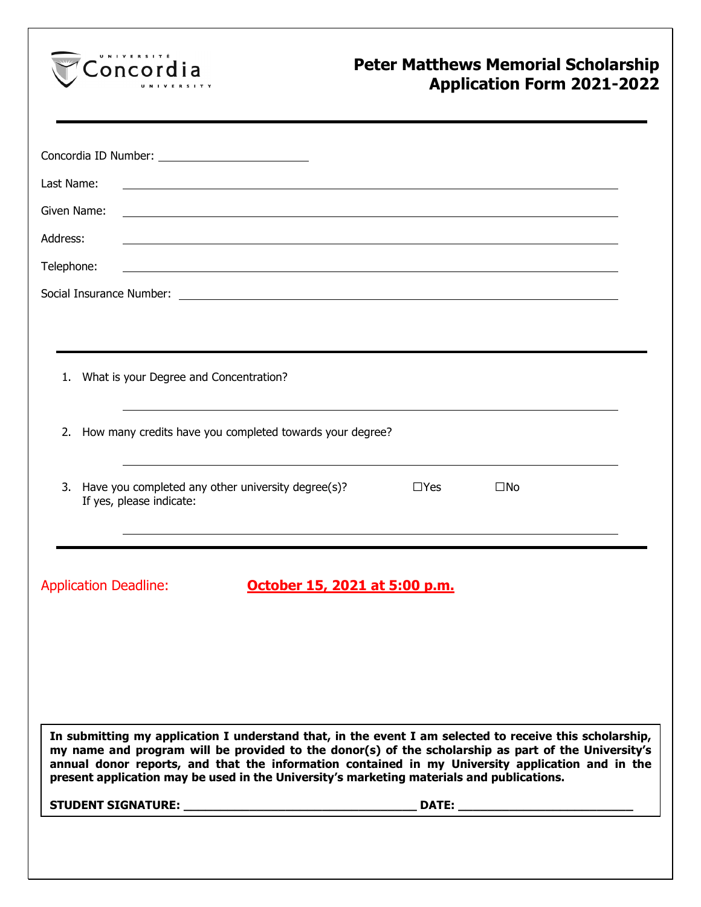Université Concordia University

# Peter Matthews Memorial Scholarship Application Form 2021-2022

Concordia ID Number: ____________________

Last Name: ____________________

Given Name: ____________________

Address: ____________________

Telephone: ____________________

Social Insurance Number: ____________________

1. What is your Degree and Concentration?

   ____________________

2. How many credits have you completed towards your degree?

   ____________________

3. Have you completed any other university degree(s)? ☐Yes ☐No
   If yes, please indicate:

   ____________________

Application Deadline: **October 15, 2021 at 5:00 p.m.**

**In submitting my application I understand that, in the event I am selected to receive this scholarship, my name and program will be provided to the donor(s) of the scholarship as part of the University's annual donor reports, and that the information contained in my University application and in the present application may be used in the University's marketing materials and publications.**

**STUDENT SIGNATURE:** ____________________ **DATE:** ____________________